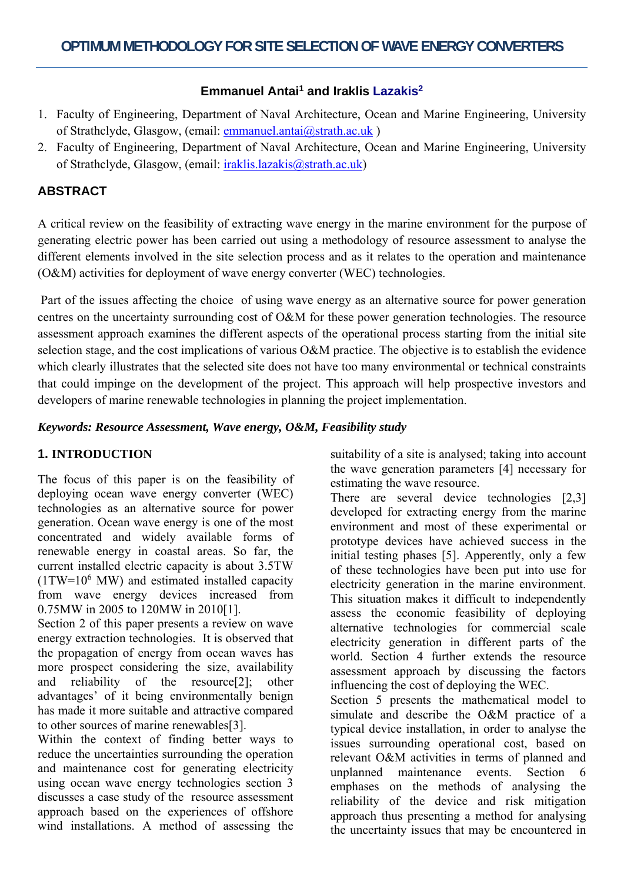# OPTIMUM METHODOLOGY FOR SITE SELECTION OF WAVE ENERGY CONVERTERS

**Emmanuel Antai[1] and Iraklis Lazakis[2]**

1. Faculty of Engineering, Department of Naval Architecture, Ocean and Marine Engineering, University of Strathclyde, Glasgow, (email: emmanuel.antai@strath.ac.uk )
2. Faculty of Engineering, Department of Naval Architecture, Ocean and Marine Engineering, University of Strathclyde, Glasgow, (email: iraklis.lazakis@strath.ac.uk)

## ABSTRACT

A critical review on the feasibility of extracting wave energy in the marine environment for the purpose of generating electric power has been carried out using a methodology of resource assessment to analyse the different elements involved in the site selection process and as it relates to the operation and maintenance (O&M) activities for deployment of wave energy converter (WEC) technologies.

Part of the issues affecting the choice of using wave energy as an alternative source for power generation centres on the uncertainty surrounding cost of O&M for these power generation technologies. The resource assessment approach examines the different aspects of the operational process starting from the initial site selection stage, and the cost implications of various O&M practice. The objective is to establish the evidence which clearly illustrates that the selected site does not have too many environmental or technical constraints that could impinge on the development of the project. This approach will help prospective investors and developers of marine renewable technologies in planning the project implementation.

***Keywords: Resource Assessment, Wave energy, O&M, Feasibility study***

## 1. INTRODUCTION

The focus of this paper is on the feasibility of deploying ocean wave energy converter (WEC) technologies as an alternative source for power generation. Ocean wave energy is one of the most concentrated and widely available forms of renewable energy in coastal areas. So far, the current installed electric capacity is about 3.5TW ($1TW=10^6$ MW) and estimated installed capacity from wave energy devices increased from 0.75MW in 2005 to 120MW in 2010[1].

Section 2 of this paper presents a review on wave energy extraction technologies. It is observed that the propagation of energy from ocean waves has more prospect considering the size, availability and reliability of the resource[2]; other advantages' of it being environmentally benign has made it more suitable and attractive compared to other sources of marine renewables[3].

Within the context of finding better ways to reduce the uncertainties surrounding the operation and maintenance cost for generating electricity using ocean wave energy technologies section 3 discusses a case study of the resource assessment approach based on the experiences of offshore wind installations. A method of assessing the suitability of a site is analysed; taking into account the wave generation parameters [4] necessary for estimating the wave resource.

There are several device technologies [2,3] developed for extracting energy from the marine environment and most of these experimental or prototype devices have achieved success in the initial testing phases [5]. Apperently, only a few of these technologies have been put into use for electricity generation in the marine environment. This situation makes it difficult to independently assess the economic feasibility of deploying alternative technologies for commercial scale electricity generation in different parts of the world. Section 4 further extends the resource assessment approach by discussing the factors influencing the cost of deploying the WEC.

Section 5 presents the mathematical model to simulate and describe the O&M practice of a typical device installation, in order to analyse the issues surrounding operational cost, based on relevant O&M activities in terms of planned and unplanned maintenance events. Section 6 emphases on the methods of analysing the reliability of the device and risk mitigation approach thus presenting a method for analysing the uncertainty issues that may be encountered in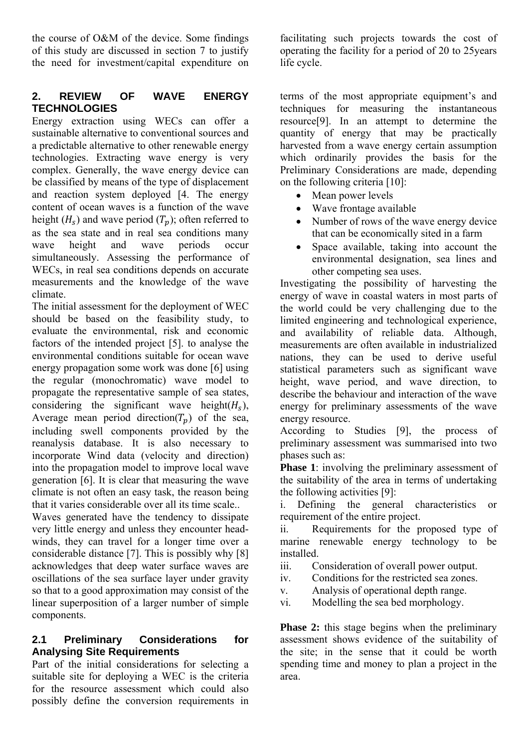the course of O&M of the device. Some findings of this study are discussed in section 7 to justify the need for investment/capital expenditure on facilitating such projects towards the cost of operating the facility for a period of 20 to 25years life cycle.

## 2. REVIEW OF WAVE ENERGY TECHNOLOGIES

Energy extraction using WECs can offer a sustainable alternative to conventional sources and a predictable alternative to other renewable energy technologies. Extracting wave energy is very complex. Generally, the wave energy device can be classified by means of the type of displacement and reaction system deployed [4. The energy content of ocean waves is a function of the wave height ($H_s$) and wave period ($T_p$); often referred to as the sea state and in real sea conditions many wave height and wave periods occur simultaneously. Assessing the performance of WECs, in real sea conditions depends on accurate measurements and the knowledge of the wave climate.

The initial assessment for the deployment of WEC should be based on the feasibility study, to evaluate the environmental, risk and economic factors of the intended project [5]. to analyse the environmental conditions suitable for ocean wave energy propagation some work was done [6] using the regular (monochromatic) wave model to propagate the representative sample of sea states, considering the significant wave height($H_s$), Average mean period direction($T_p$) of the sea, including swell components provided by the reanalysis database. It is also necessary to incorporate Wind data (velocity and direction) into the propagation model to improve local wave generation [6]. It is clear that measuring the wave climate is not often an easy task, the reason being that it varies considerable over all its time scale..

Waves generated have the tendency to dissipate very little energy and unless they encounter head-winds, they can travel for a longer time over a considerable distance [7]. This is possibly why [8] acknowledges that deep water surface waves are oscillations of the sea surface layer under gravity so that to a good approximation may consist of the linear superposition of a larger number of simple components.

### 2.1 Preliminary Considerations for Analysing Site Requirements

Part of the initial considerations for selecting a suitable site for deploying a WEC is the criteria for the resource assessment which could also possibly define the conversion requirements in terms of the most appropriate equipment's and techniques for measuring the instantaneous resource[9]. In an attempt to determine the quantity of energy that may be practically harvested from a wave energy certain assumption which ordinarily provides the basis for the Preliminary Considerations are made, depending on the following criteria [10]:

- Mean power levels
- Wave frontage available
- Number of rows of the wave energy device that can be economically sited in a farm
- Space available, taking into account the environmental designation, sea lines and other competing sea uses.

Investigating the possibility of harvesting the energy of wave in coastal waters in most parts of the world could be very challenging due to the limited engineering and technological experience, and availability of reliable data. Although, measurements are often available in industrialized nations, they can be used to derive useful statistical parameters such as significant wave height, wave period, and wave direction, to describe the behaviour and interaction of the wave energy for preliminary assessments of the wave energy resource.

According to Studies [9], the process of preliminary assessment was summarised into two phases such as:

**Phase 1**: involving the preliminary assessment of the suitability of the area in terms of undertaking the following activities [9]:

i. Defining the general characteristics or requirement of the entire project.
ii. Requirements for the proposed type of marine renewable energy technology to be installed.
iii. Consideration of overall power output.
iv. Conditions for the restricted sea zones.
v. Analysis of operational depth range.
vi. Modelling the sea bed morphology.

**Phase 2:** this stage begins when the preliminary assessment shows evidence of the suitability of the site; in the sense that it could be worth spending time and money to plan a project in the area.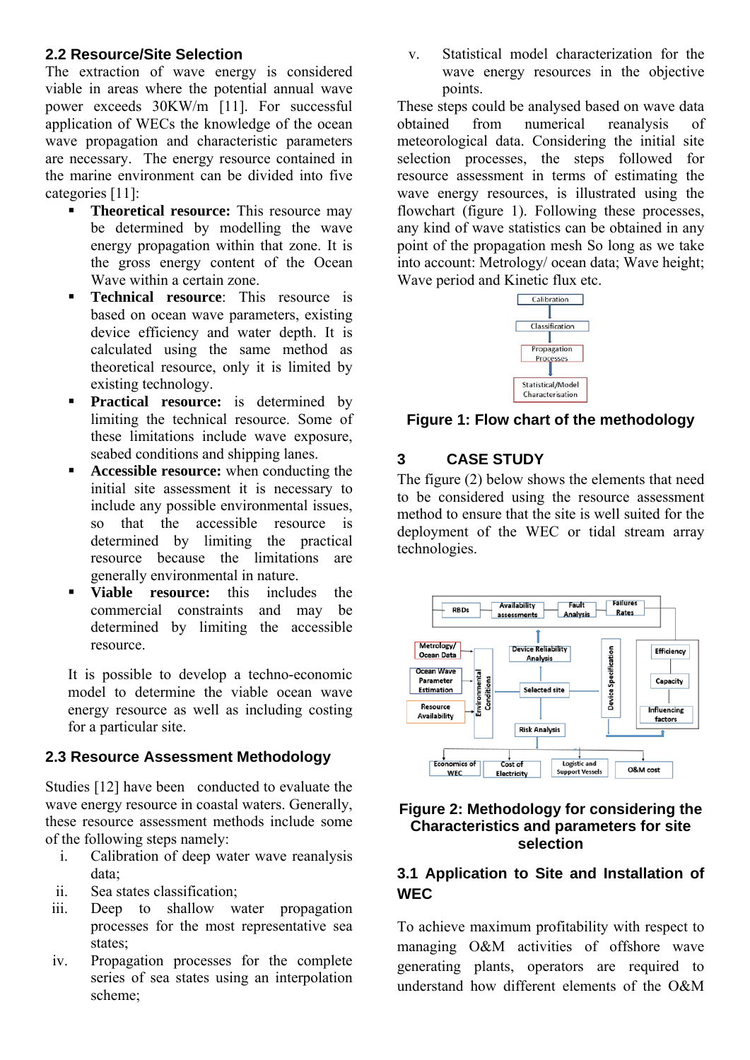## 2.2 Resource/Site Selection

The extraction of wave energy is considered viable in areas where the potential annual wave power exceeds 30KW/m [11]. For successful application of WECs the knowledge of the ocean wave propagation and characteristic parameters are necessary. The energy resource contained in the marine environment can be divided into five categories [11]:

- **Theoretical resource:** This resource may be determined by modelling the wave energy propagation within that zone. It is the gross energy content of the Ocean Wave within a certain zone.
- **Technical resource**: This resource is based on ocean wave parameters, existing device efficiency and water depth. It is calculated using the same method as theoretical resource, only it is limited by existing technology.
- **Practical resource:** is determined by limiting the technical resource. Some of these limitations include wave exposure, seabed conditions and shipping lanes.
- **Accessible resource:** when conducting the initial site assessment it is necessary to include any possible environmental issues, so that the accessible resource is determined by limiting the practical resource because the limitations are generally environmental in nature.
- **Viable resource:** this includes the commercial constraints and may be determined by limiting the accessible resource.

It is possible to develop a techno-economic model to determine the viable ocean wave energy resource as well as including costing for a particular site.

## 2.3 Resource Assessment Methodology

Studies [12] have been conducted to evaluate the wave energy resource in coastal waters. Generally, these resource assessment methods include some of the following steps namely:

i. Calibration of deep water wave reanalysis data;
ii. Sea states classification;
iii. Deep to shallow water propagation processes for the most representative sea states;
iv. Propagation processes for the complete series of sea states using an interpolation scheme;
v. Statistical model characterization for the wave energy resources in the objective points.

These steps could be analysed based on wave data obtained from numerical reanalysis of meteorological data. Considering the initial site selection processes, the steps followed for resource assessment in terms of estimating the wave energy resources, is illustrated using the flowchart (figure 1). Following these processes, any kind of wave statistics can be obtained in any point of the propagation mesh So long as we take into account: Metrology/ ocean data; Wave height; Wave period and Kinetic flux etc.

**Figure 1: Flow chart of the methodology**

# 3 CASE STUDY

The figure (2) below shows the elements that need to be considered using the resource assessment method to ensure that the site is well suited for the deployment of the WEC or tidal stream array technologies.

**Figure 2: Methodology for considering the Characteristics and parameters for site selection**

## 3.1 Application to Site and Installation of WEC

To achieve maximum profitability with respect to managing O&M activities of offshore wave generating plants, operators are required to understand how different elements of the O&M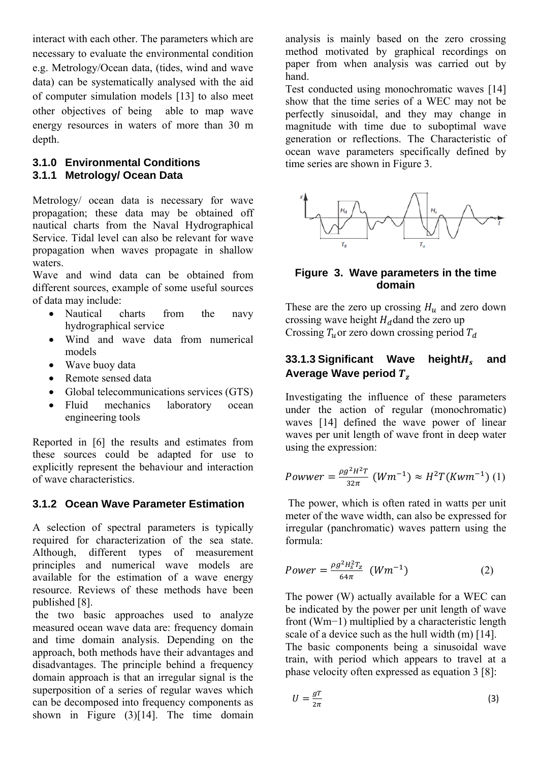interact with each other. The parameters which are necessary to evaluate the environmental condition e.g. Metrology/Ocean data, (tides, wind and wave data) can be systematically analysed with the aid of computer simulation models [13] to also meet other objectives of being able to map wave energy resources in waters of more than 30 m depth.

### 3.1.0 Environmental Conditions

### 3.1.1 Metrology/ Ocean Data

Metrology/ ocean data is necessary for wave propagation; these data may be obtained off nautical charts from the Naval Hydrographical Service. Tidal level can also be relevant for wave propagation when waves propagate in shallow waters.

Wave and wind data can be obtained from different sources, example of some useful sources of data may include:

- Nautical charts from the navy hydrographical service
- Wind and wave data from numerical models
- Wave buoy data
- Remote sensed data
- Global telecommunications services (GTS)
- Fluid mechanics laboratory ocean engineering tools

Reported in [6] the results and estimates from these sources could be adapted for use to explicitly represent the behaviour and interaction of wave characteristics.

### 3.1.2 Ocean Wave Parameter Estimation

A selection of spectral parameters is typically required for characterization of the sea state. Although, different types of measurement principles and numerical wave models are available for the estimation of a wave energy resource. Reviews of these methods have been published [8].

the two basic approaches used to analyze measured ocean wave data are: frequency domain and time domain analysis. Depending on the approach, both methods have their advantages and disadvantages. The principle behind a frequency domain approach is that an irregular signal is the superposition of a series of regular waves which can be decomposed into frequency components as shown in Figure (3)[14]. The time domain analysis is mainly based on the zero crossing method motivated by graphical recordings on paper from when analysis was carried out by hand.

Test conducted using monochromatic waves [14] show that the time series of a WEC may not be perfectly sinusoidal, and they may change in magnitude with time due to suboptimal wave generation or reflections. The Characteristic of ocean wave parameters specifically defined by time series are shown in Figure 3.

**Figure 3. Wave parameters in the time domain**

These are the zero up crossing $H_u$ and zero down crossing wave height $H_d$dand the zero up Crossing $T_u$or zero down crossing period $T_d$

### 33.1.3 Significant Wave height$H_s$ and Average Wave period $T_z$

Investigating the influence of these parameters under the action of regular (monochromatic) waves [14] defined the wave power of linear waves per unit length of wave front in deep water using the expression:

$$Powwer = \frac{\rho g^2 H^2 T}{32\pi} \ (Wm^{-1}) \approx H^2 T (Kwm^{-1}) \quad (1)$$

The power, which is often rated in watts per unit meter of the wave width, can also be expressed for irregular (panchromatic) waves pattern using the formula:

$$Power = \frac{\rho g^2 H_s^2 T_z}{64\pi} \ (Wm^{-1}) \qquad (2)$$

The power (W) actually available for a WEC can be indicated by the power per unit length of wave front (Wm−1) multiplied by a characteristic length scale of a device such as the hull width (m) [14].

The basic components being a sinusoidal wave train, with period which appears to travel at a phase velocity often expressed as equation 3 [8]:

$$U = \frac{gT}{2\pi} \qquad (3)$$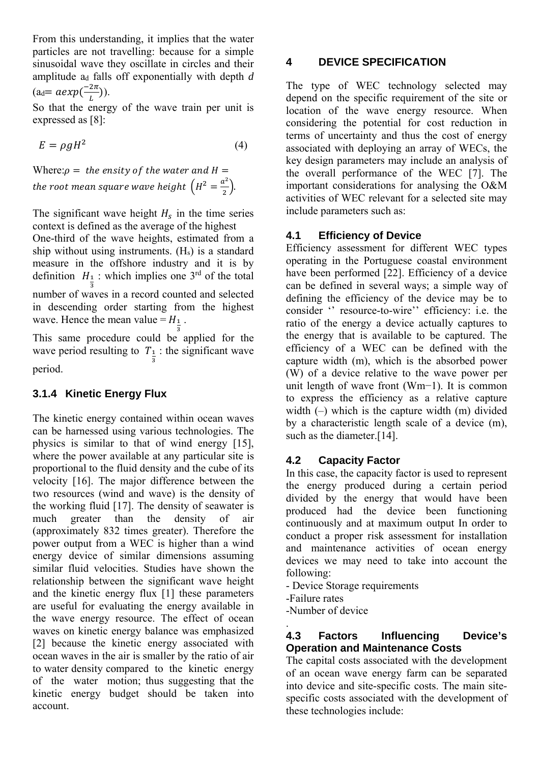From this understanding, it implies that the water particles are not travelling: because for a simple sinusoidal wave they oscillate in circles and their amplitude $a_d$ falls off exponentially with depth $d$ ($a_d = a exp(\frac{-2\pi}{L})$).

So that the energy of the wave train per unit is expressed as [8]:

$$E = \rho g H^2 \qquad (4)$$

Where: $\rho = the\ ensity\ of\ the\ water\ and\ H = the\ root\ mean\ square\ wave\ height\ \left(H^2 = \frac{a^2}{2}\right)$.

The significant wave height $H_s$ in the time series context is defined as the average of the highest

One-third of the wave heights, estimated from a ship without using instruments. ($H_s$) is a standard measure in the offshore industry and it is by definition $H_{\frac{1}{3}}$ : which implies one 3rd of the total number of waves in a record counted and selected in descending order starting from the highest wave. Hence the mean value = $H_{\frac{1}{3}}$ .

This same procedure could be applied for the wave period resulting to $T_{\frac{1}{3}}$ : the significant wave period.

#### 3.1.4 Kinetic Energy Flux

The kinetic energy contained within ocean waves can be harnessed using various technologies. The physics is similar to that of wind energy [15], where the power available at any particular site is proportional to the fluid density and the cube of its velocity [16]. The major difference between the two resources (wind and wave) is the density of the working fluid [17]. The density of seawater is much greater than the density of air (approximately 832 times greater). Therefore the power output from a WEC is higher than a wind energy device of similar dimensions assuming similar fluid velocities. Studies have shown the relationship between the significant wave height and the kinetic energy flux [1] these parameters are useful for evaluating the energy available in the wave energy resource. The effect of ocean waves on kinetic energy balance was emphasized [2] because the kinetic energy associated with ocean waves in the air is smaller by the ratio of air to water density compared to the kinetic energy of the water motion; thus suggesting that the kinetic energy budget should be taken into account.

## 4 DEVICE SPECIFICATION

The type of WEC technology selected may depend on the specific requirement of the site or location of the wave energy resource. When considering the potential for cost reduction in terms of uncertainty and thus the cost of energy associated with deploying an array of WECs, the key design parameters may include an analysis of the overall performance of the WEC [7]. The important considerations for analysing the O&M activities of WEC relevant for a selected site may include parameters such as:

### 4.1 Efficiency of Device

Efficiency assessment for different WEC types operating in the Portuguese coastal environment have been performed [22]. Efficiency of a device can be defined in several ways; a simple way of defining the efficiency of the device may be to consider ‘‘ resource-to-wire’’ efficiency: i.e. the ratio of the energy a device actually captures to the energy that is available to be captured. The efficiency of a WEC can be defined with the capture width (m), which is the absorbed power (W) of a device relative to the wave power per unit length of wave front (Wm−1). It is common to express the efficiency as a relative capture width (–) which is the capture width (m) divided by a characteristic length scale of a device (m), such as the diameter.[14].

### 4.2 Capacity Factor

In this case, the capacity factor is used to represent the energy produced during a certain period divided by the energy that would have been produced had the device been functioning continuously and at maximum output In order to conduct a proper risk assessment for installation and maintenance activities of ocean energy devices we may need to take into account the following:

- Device Storage requirements
- Failure rates
- Number of device

.

### 4.3 Factors Influencing Device’s Operation and Maintenance Costs

The capital costs associated with the development of an ocean wave energy farm can be separated into device and site-specific costs. The main site-specific costs associated with the development of these technologies include: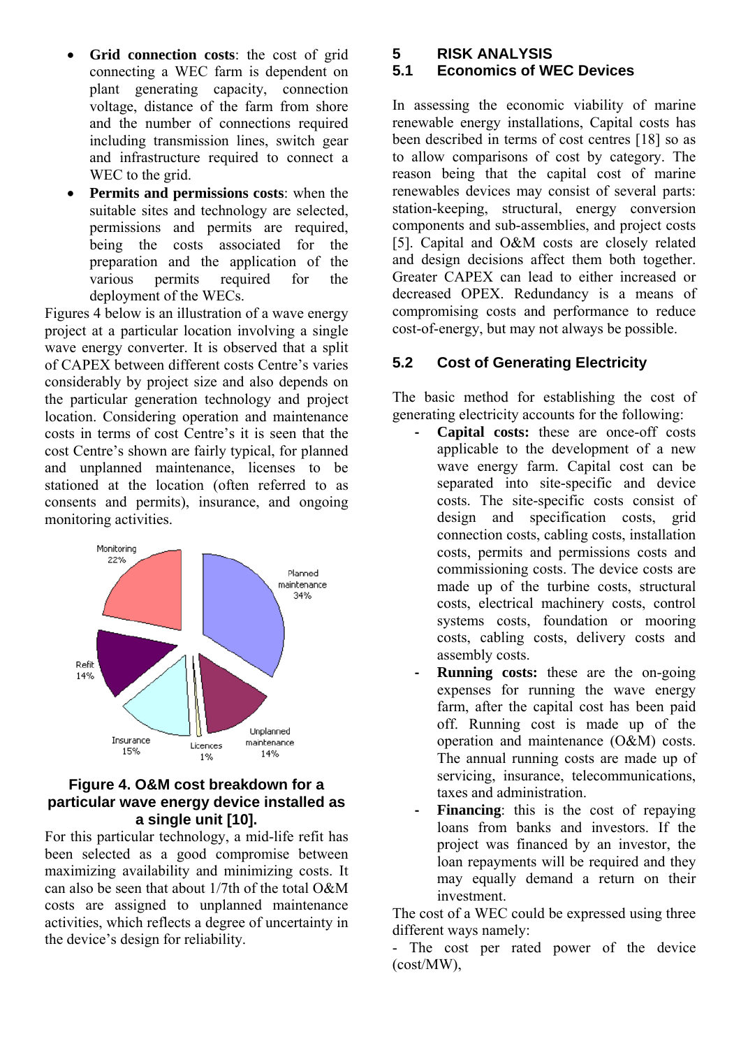- **Grid connection costs**: the cost of grid connecting a WEC farm is dependent on plant generating capacity, connection voltage, distance of the farm from shore and the number of connections required including transmission lines, switch gear and infrastructure required to connect a WEC to the grid.
- **Permits and permissions costs**: when the suitable sites and technology are selected, permissions and permits are required, being the costs associated for the preparation and the application of the various permits required for the deployment of the WECs.

Figures 4 below is an illustration of a wave energy project at a particular location involving a single wave energy converter. It is observed that a split of CAPEX between different costs Centre's varies considerably by project size and also depends on the particular generation technology and project location. Considering operation and maintenance costs in terms of cost Centre's it is seen that the cost Centre's shown are fairly typical, for planned and unplanned maintenance, licenses to be stationed at the location (often referred to as consents and permits), insurance, and ongoing monitoring activities.

Monitoring 22%, Planned maintenance 34%, Refit 14%, Insurance 15%, Licences 1%, Unplanned maintenance 14%

**Figure 4. O&M cost breakdown for a particular wave energy device installed as a single unit [10].**

For this particular technology, a mid-life refit has been selected as a good compromise between maximizing availability and minimizing costs. It can also be seen that about 1/7th of the total O&M costs are assigned to unplanned maintenance activities, which reflects a degree of uncertainty in the device's design for reliability.

## 5 RISK ANALYSIS

### 5.1 Economics of WEC Devices

In assessing the economic viability of marine renewable energy installations, Capital costs has been described in terms of cost centres [18] so as to allow comparisons of cost by category. The reason being that the capital cost of marine renewables devices may consist of several parts: station-keeping, structural, energy conversion components and sub-assemblies, and project costs [5]. Capital and O&M costs are closely related and design decisions affect them both together. Greater CAPEX can lead to either increased or decreased OPEX. Redundancy is a means of compromising costs and performance to reduce cost-of-energy, but may not always be possible.

### 5.2 Cost of Generating Electricity

The basic method for establishing the cost of generating electricity accounts for the following:

- **Capital costs:** these are once-off costs applicable to the development of a new wave energy farm. Capital cost can be separated into site-specific and device costs. The site-specific costs consist of design and specification costs, grid connection costs, cabling costs, installation costs, permits and permissions costs and commissioning costs. The device costs are made up of the turbine costs, structural costs, electrical machinery costs, control systems costs, foundation or mooring costs, cabling costs, delivery costs and assembly costs.
- **Running costs:** these are the on-going expenses for running the wave energy farm, after the capital cost has been paid off. Running cost is made up of the operation and maintenance (O&M) costs. The annual running costs are made up of servicing, insurance, telecommunications, taxes and administration.
- **Financing**: this is the cost of repaying loans from banks and investors. If the project was financed by an investor, the loan repayments will be required and they may equally demand a return on their investment.

The cost of a WEC could be expressed using three different ways namely:

- The cost per rated power of the device (cost/MW),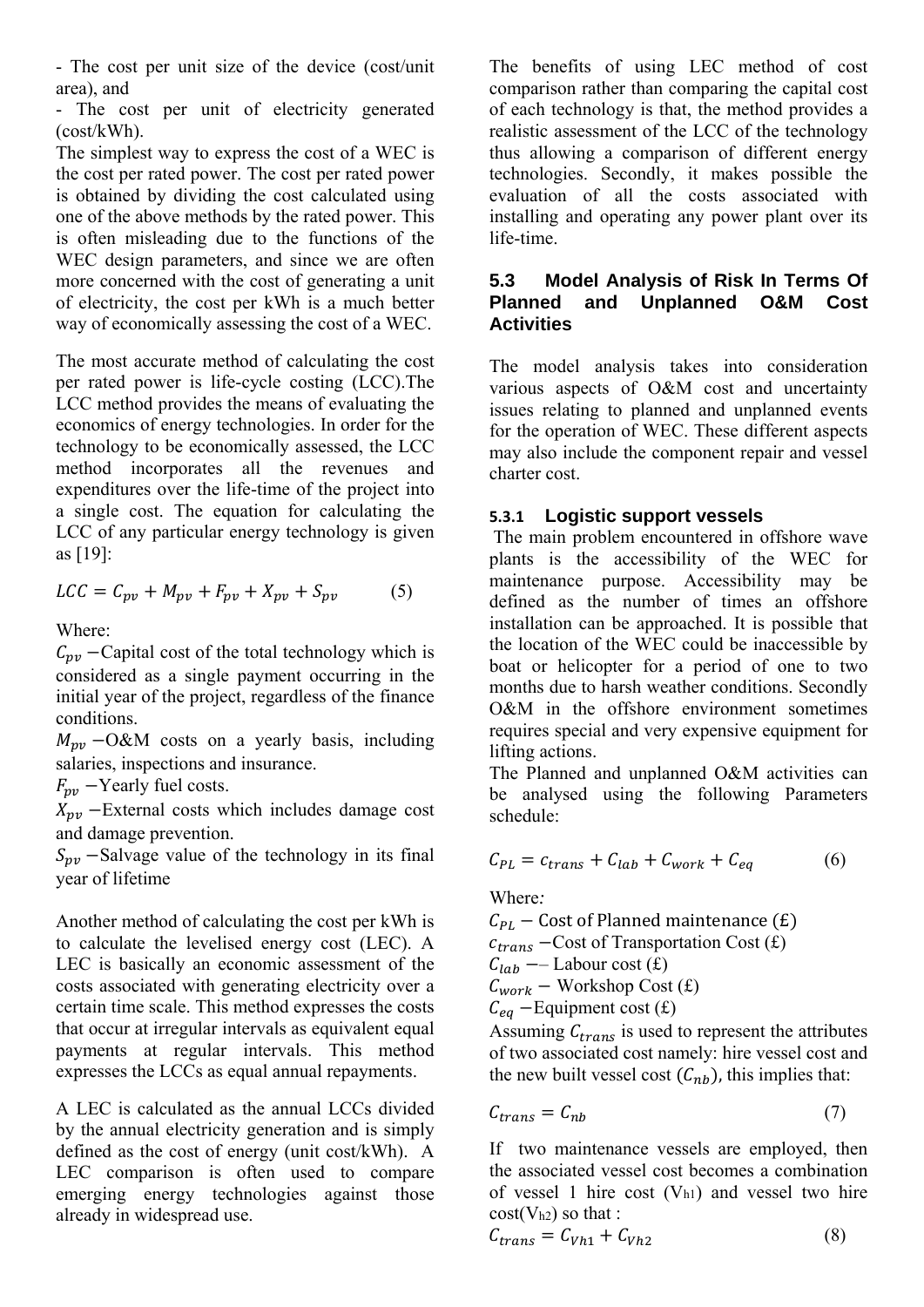- The cost per unit size of the device (cost/unit area), and

- The cost per unit of electricity generated (cost/kWh).

The simplest way to express the cost of a WEC is the cost per rated power. The cost per rated power is obtained by dividing the cost calculated using one of the above methods by the rated power. This is often misleading due to the functions of the WEC design parameters, and since we are often more concerned with the cost of generating a unit of electricity, the cost per kWh is a much better way of economically assessing the cost of a WEC.

The most accurate method of calculating the cost per rated power is life-cycle costing (LCC).The LCC method provides the means of evaluating the economics of energy technologies. In order for the technology to be economically assessed, the LCC method incorporates all the revenues and expenditures over the life-time of the project into a single cost. The equation for calculating the LCC of any particular energy technology is given as [19]:

$$LCC = C_{pv} + M_{pv} + F_{pv} + X_{pv} + S_{pv} \quad (5)$$

Where:

$C_{pv}$ −Capital cost of the total technology which is considered as a single payment occurring in the initial year of the project, regardless of the finance conditions.

$M_{pv}$ −O&M costs on a yearly basis, including salaries, inspections and insurance.

$F_{pv}$ −Yearly fuel costs.

$X_{pv}$ −External costs which includes damage cost and damage prevention.

$S_{pv}$ −Salvage value of the technology in its final year of lifetime

Another method of calculating the cost per kWh is to calculate the levelised energy cost (LEC). A LEC is basically an economic assessment of the costs associated with generating electricity over a certain time scale. This method expresses the costs that occur at irregular intervals as equivalent equal payments at regular intervals. This method expresses the LCCs as equal annual repayments.

A LEC is calculated as the annual LCCs divided by the annual electricity generation and is simply defined as the cost of energy (unit cost/kWh). A LEC comparison is often used to compare emerging energy technologies against those already in widespread use.

The benefits of using LEC method of cost comparison rather than comparing the capital cost of each technology is that, the method provides a realistic assessment of the LCC of the technology thus allowing a comparison of different energy technologies. Secondly, it makes possible the evaluation of all the costs associated with installing and operating any power plant over its life-time.

## 5.3 Model Analysis of Risk In Terms Of Planned and Unplanned O&M Cost Activities

The model analysis takes into consideration various aspects of O&M cost and uncertainty issues relating to planned and unplanned events for the operation of WEC. These different aspects may also include the component repair and vessel charter cost.

### 5.3.1 Logistic support vessels

The main problem encountered in offshore wave plants is the accessibility of the WEC for maintenance purpose. Accessibility may be defined as the number of times an offshore installation can be approached. It is possible that the location of the WEC could be inaccessible by boat or helicopter for a period of one to two months due to harsh weather conditions. Secondly O&M in the offshore environment sometimes requires special and very expensive equipment for lifting actions.

The Planned and unplanned O&M activities can be analysed using the following Parameters schedule:

$$C_{PL} = c_{trans} + C_{lab} + C_{work} + C_{eq} \quad (6)$$

Where*:*

$C_{PL}$ − Cost of Planned maintenance (£)

$c_{trans}$ −Cost of Transportation Cost (£)

$C_{lab}$ −– Labour cost (£)

$C_{work}$ − Workshop Cost (£)

$C_{eq}$ −Equipment cost (£)

Assuming $C_{trans}$ is used to represent the attributes of two associated cost namely: hire vessel cost and the new built vessel cost ($C_{nb}$), this implies that:

$$C_{trans} = C_{nb} \quad (7)$$

If two maintenance vessels are employed, then the associated vessel cost becomes a combination of vessel 1 hire cost ($V_{h1}$) and vessel two hire cost($V_{h2}$) so that :

$$C_{trans} = C_{Vh1} + C_{Vh2} \quad (8)$$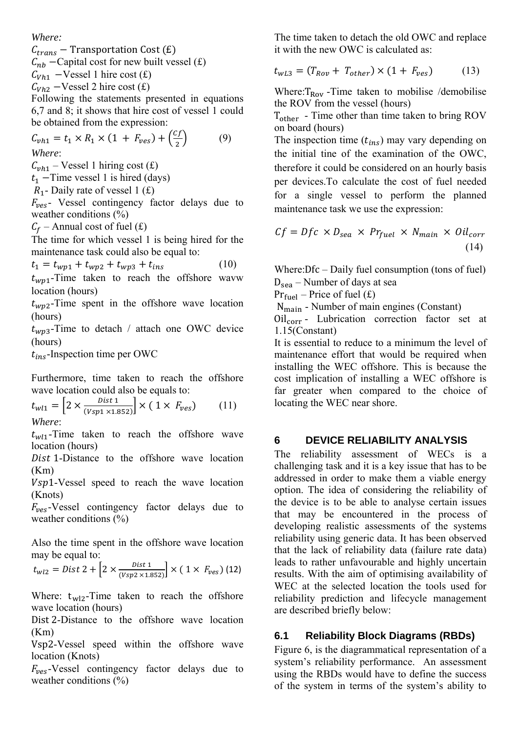*Where:*

$C_{trans}$ − Transportation Cost (£)

$C_{nb}$ −Capital cost for new built vessel (£)

$C_{Vh1}$ −Vessel 1 hire cost (£)

$C_{Vh2}$ −Vessel 2 hire cost (£)

Following the statements presented in equations 6,7 and 8; it shows that hire cost of vessel 1 could be obtained from the expression:

$$C_{vh1} = t_1 \times R_1 \times (1 + F_{ves}) + \left(\frac{Cf}{2}\right) \quad (9)$$

*Where*:

$C_{vh1}$ – Vessel 1 hiring cost (£)

$t_1$ −Time vessel 1 is hired (days)

$R_1$- Daily rate of vessel 1 (£)

$F_{ves}$- Vessel contingency factor delays due to weather conditions (%)

$C_f$ – Annual cost of fuel (£)

The time for which vessel 1 is being hired for the maintenance task could also be equal to:

$$t_1 = t_{wp1} + t_{wp2} + t_{wp3} + t_{ins} \quad (10)$$

$t_{wp1}$-Time taken to reach the offshore wavw location (hours)

$t_{wp2}$-Time spent in the offshore wave location (hours)

$t_{wp3}$-Time to detach / attach one OWC device (hours)

$t_{ins}$-Inspection time per OWC

Furthermore, time taken to reach the offshore wave location could also be equals to:

$$t_{wl1} = \left[2 \times \frac{Dist\ 1}{(Vsp1 \times 1.852)}\right] \times (1 \times F_{ves}) \quad (11)$$

*Where*:

$t_{wl1}$-Time taken to reach the offshore wave location (hours)

$Dist\ 1$-Distance to the offshore wave location (Km)

$Vsp1$-Vessel speed to reach the wave location (Knots)

$F_{ves}$-Vessel contingency factor delays due to weather conditions (%)

Also the time spent in the offshore wave location may be equal to:

$$t_{wl2} = Dist\ 2 + \left[2 \times \frac{Dist\ 1}{(Vsp2 \times 1.852)}\right] \times (1 \times F_{ves}) \quad (12)$$

Where: $t_{wl2}$-Time taken to reach the offshore wave location (hours)

Dist 2-Distance to the offshore wave location (Km)

Vsp2-Vessel speed within the offshore wave location (Knots)

$F_{ves}$-Vessel contingency factor delays due to weather conditions (%)

The time taken to detach the old OWC and replace it with the new OWC is calculated as:

$$t_{wL3} = (T_{Rov} + T_{other}) \times (1 + F_{ves}) \quad (13)$$

Where: $T_{Rov}$ -Time taken to mobilise /demobilise the ROV from the vessel (hours)

$T_{other}$ - Time other than time taken to bring ROV on board (hours)

The inspection time ($t_{ins}$) may vary depending on the initial tine of the examination of the OWC, therefore it could be considered on an hourly basis per devices.To calculate the cost of fuel needed for a single vessel to perform the planned maintenance task we use the expression:

$$Cf = Dfc \times D_{sea} \times Pr_{fuel} \times N_{main} \times Oil_{corr} \quad (14)$$

Where:Dfc – Daily fuel consumption (tons of fuel)

$D_{sea}$ – Number of days at sea

$Pr_{fuel}$ – Price of fuel (£)

$N_{main}$ - Number of main engines (Constant)

$Oil_{corr}$ - Lubrication correction factor set at 1.15(Constant)

It is essential to reduce to a minimum the level of maintenance effort that would be required when installing the WEC offshore. This is because the cost implication of installing a WEC offshore is far greater when compared to the choice of locating the WEC near shore.

## 6 DEVICE RELIABILITY ANALYSIS

The reliability assessment of WECs is a challenging task and it is a key issue that has to be addressed in order to make them a viable energy option. The idea of considering the reliability of the device is to be able to analyse certain issues that may be encountered in the process of developing realistic assessments of the systems reliability using generic data. It has been observed that the lack of reliability data (failure rate data) leads to rather unfavourable and highly uncertain results. With the aim of optimising availability of WEC at the selected location the tools used for reliability prediction and lifecycle management are described briefly below:

### 6.1 Reliability Block Diagrams (RBDs)

Figure 6, is the diagrammatical representation of a system's reliability performance. An assessment using the RBDs would have to define the success of the system in terms of the system's ability to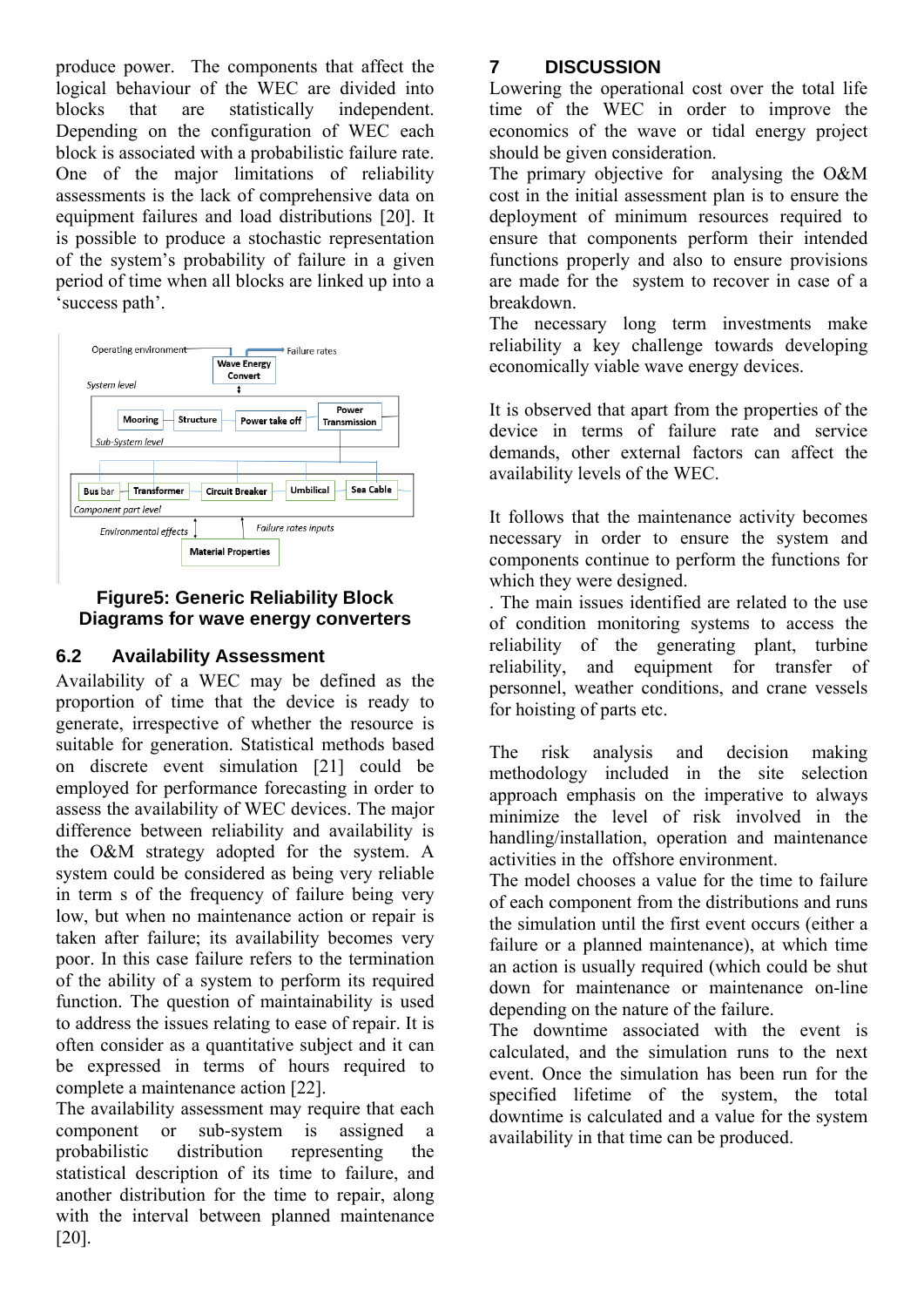produce power. The components that affect the logical behaviour of the WEC are divided into blocks that are statistically independent. Depending on the configuration of WEC each block is associated with a probabilistic failure rate. One of the major limitations of reliability assessments is the lack of comprehensive data on equipment failures and load distributions [20]. It is possible to produce a stochastic representation of the system's probability of failure in a given period of time when all blocks are linked up into a 'success path'.

**Figure5: Generic Reliability Block Diagrams for wave energy converters**

## 6.2 Availability Assessment

Availability of a WEC may be defined as the proportion of time that the device is ready to generate, irrespective of whether the resource is suitable for generation. Statistical methods based on discrete event simulation [21] could be employed for performance forecasting in order to assess the availability of WEC devices. The major difference between reliability and availability is the O&M strategy adopted for the system. A system could be considered as being very reliable in term s of the frequency of failure being very low, but when no maintenance action or repair is taken after failure; its availability becomes very poor. In this case failure refers to the termination of the ability of a system to perform its required function. The question of maintainability is used to address the issues relating to ease of repair. It is often consider as a quantitative subject and it can be expressed in terms of hours required to complete a maintenance action [22].

The availability assessment may require that each component or sub-system is assigned a probabilistic distribution representing the statistical description of its time to failure, and another distribution for the time to repair, along with the interval between planned maintenance [20].

# 7 DISCUSSION

Lowering the operational cost over the total life time of the WEC in order to improve the economics of the wave or tidal energy project should be given consideration.

The primary objective for analysing the O&M cost in the initial assessment plan is to ensure the deployment of minimum resources required to ensure that components perform their intended functions properly and also to ensure provisions are made for the system to recover in case of a breakdown.

The necessary long term investments make reliability a key challenge towards developing economically viable wave energy devices.

It is observed that apart from the properties of the device in terms of failure rate and service demands, other external factors can affect the availability levels of the WEC.

It follows that the maintenance activity becomes necessary in order to ensure the system and components continue to perform the functions for which they were designed.

. The main issues identified are related to the use of condition monitoring systems to access the reliability of the generating plant, turbine reliability, and equipment for transfer of personnel, weather conditions, and crane vessels for hoisting of parts etc.

The risk analysis and decision making methodology included in the site selection approach emphasis on the imperative to always minimize the level of risk involved in the handling/installation, operation and maintenance activities in the offshore environment.

The model chooses a value for the time to failure of each component from the distributions and runs the simulation until the first event occurs (either a failure or a planned maintenance), at which time an action is usually required (which could be shut down for maintenance or maintenance on-line depending on the nature of the failure.

The downtime associated with the event is calculated, and the simulation runs to the next event. Once the simulation has been run for the specified lifetime of the system, the total downtime is calculated and a value for the system availability in that time can be produced.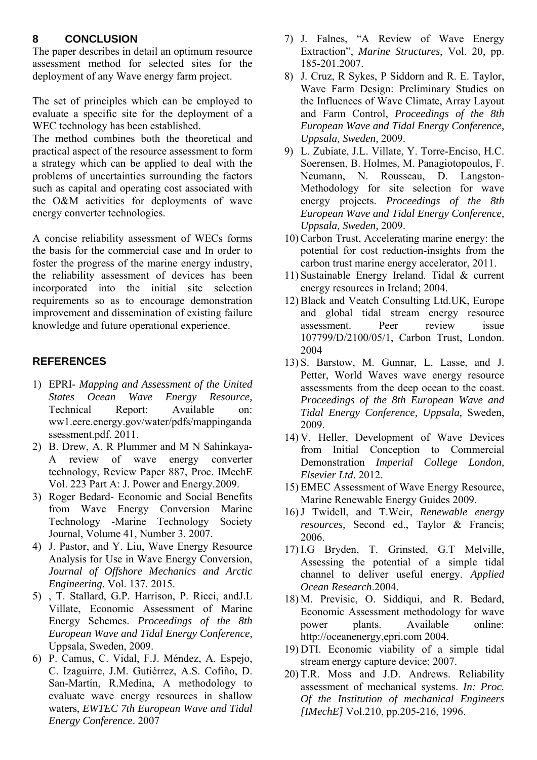## 8 CONCLUSION

The paper describes in detail an optimum resource assessment method for selected sites for the deployment of any Wave energy farm project.

The set of principles which can be employed to evaluate a specific site for the deployment of a WEC technology has been established.

The method combines both the theoretical and practical aspect of the resource assessment to form a strategy which can be applied to deal with the problems of uncertainties surrounding the factors such as capital and operating cost associated with the O&M activities for deployments of wave energy converter technologies.

A concise reliability assessment of WECs forms the basis for the commercial case and In order to foster the progress of the marine energy industry, the reliability assessment of devices has been incorporated into the initial site selection requirements so as to encourage demonstration improvement and dissemination of existing failure knowledge and future operational experience.

## REFERENCES

1) EPRI- *Mapping and Assessment of the United States Ocean Wave Energy Resource,* Technical Report: Available on: ww1.eere.energy.gov/water/pdfs/mappingandassessment.pdf. 2011.
2) B. Drew, A. R Plummer and M N Sahinkaya- A review of wave energy converter technology, Review Paper 887, Proc. IMechE Vol. 223 Part A: J. Power and Energy.2009.
3) Roger Bedard- Economic and Social Benefits from Wave Energy Conversion Marine Technology -Marine Technology Society Journal, Volume 41, Number 3. 2007.
4) J. Pastor, and Y. Liu, Wave Energy Resource Analysis for Use in Wave Energy Conversion, *Journal of Offshore Mechanics and Arctic Engineering*. Vol. 137. 2015.
5) , T. Stallard, G.P. Harrison, P. Ricci, andJ.L Villate, Economic Assessment of Marine Energy Schemes. *Proceedings of the 8th European Wave and Tidal Energy Conference,* Uppsala, Sweden, 2009.
6) P. Camus, C. Vidal, F.J. Méndez, A. Espejo, C. Izaguirre, J.M. Gutiérrez, A.S. Cofiño, D. San-Martín, R.Medina, A methodology to evaluate wave energy resources in shallow waters, *EWTEC 7th European Wave and Tidal Energy Conference*. 2007
7) J. Falnes, "A Review of Wave Energy Extraction", *Marine Structures*, Vol. 20, pp. 185-201.2007.
8) J. Cruz, R Sykes, P Siddorn and R. E. Taylor, Wave Farm Design: Preliminary Studies on the Influences of Wave Climate, Array Layout and Farm Control, *Proceedings of the 8th European Wave and Tidal Energy Conference, Uppsala, Sweden,* 2009.
9) L. Zubiate, J.L. Villate, Y. Torre-Enciso, H.C. Soerensen, B. Holmes, M. Panagiotopoulos, F. Neumann, N. Rousseau, D. Langston-Methodology for site selection for wave energy projects. *Proceedings of the 8th European Wave and Tidal Energy Conference, Uppsala, Sweden,* 2009.
10) Carbon Trust, Accelerating marine energy: the potential for cost reduction-insights from the carbon trust marine energy accelerator, 2011.
11) Sustainable Energy Ireland. Tidal & current energy resources in Ireland; 2004.
12) Black and Veatch Consulting Ltd.UK, Europe and global tidal stream energy resource assessment. Peer review issue 107799/D/2100/05/1, Carbon Trust, London. 2004
13) S. Barstow, M. Gunnar, L. Lasse, and J. Petter, World Waves wave energy resource assessments from the deep ocean to the coast. *Proceedings of the 8th European Wave and Tidal Energy Conference, Uppsala,* Sweden, 2009.
14) V. Heller, Development of Wave Devices from Initial Conception to Commercial Demonstration *Imperial College London, Elsevier Ltd*. 2012.
15) EMEC Assessment of Wave Energy Resource, Marine Renewable Energy Guides 2009.
16) J Twidell, and T.Weir, *Renewable energy resources,* Second ed., Taylor & Francis; 2006.
17) I.G Bryden, T. Grinsted, G.T Melville, Assessing the potential of a simple tidal channel to deliver useful energy. *Applied Ocean Research*.2004.
18) M. Previsic, O. Siddiqui, and R. Bedard, Economic Assessment methodology for wave power plants. Available online: http://oceanenergy,epri.com 2004.
19) DTI. Economic viability of a simple tidal stream energy capture device; 2007.
20) T.R. Moss and J.D. Andrews. Reliability assessment of mechanical systems. *In: Proc. Of the Institution of mechanical Engineers [IMechE]* Vol.210, pp.205-216, 1996.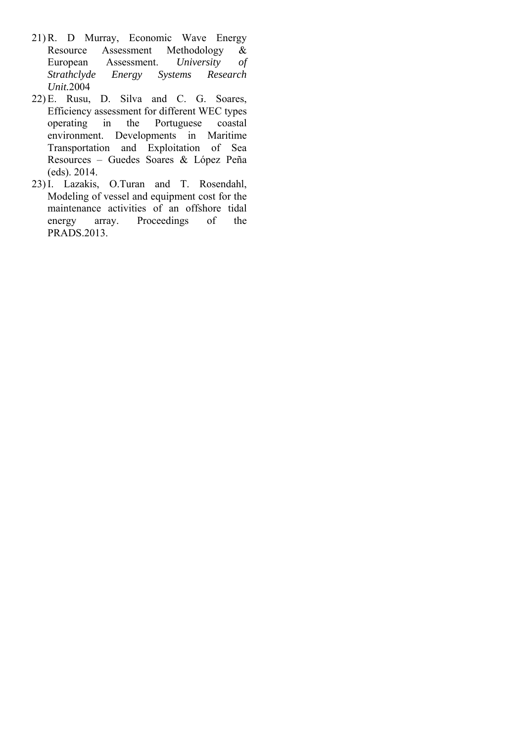21) R. D Murray, Economic Wave Energy Resource Assessment Methodology & European Assessment. *University of Strathclyde Energy Systems Research Unit.*2004
22) E. Rusu, D. Silva and C. G. Soares, Efficiency assessment for different WEC types operating in the Portuguese coastal environment. Developments in Maritime Transportation and Exploitation of Sea Resources – Guedes Soares & López Peña (eds). 2014.
23) I. Lazakis, O.Turan and T. Rosendahl, Modeling of vessel and equipment cost for the maintenance activities of an offshore tidal energy array. Proceedings of the PRADS.2013.